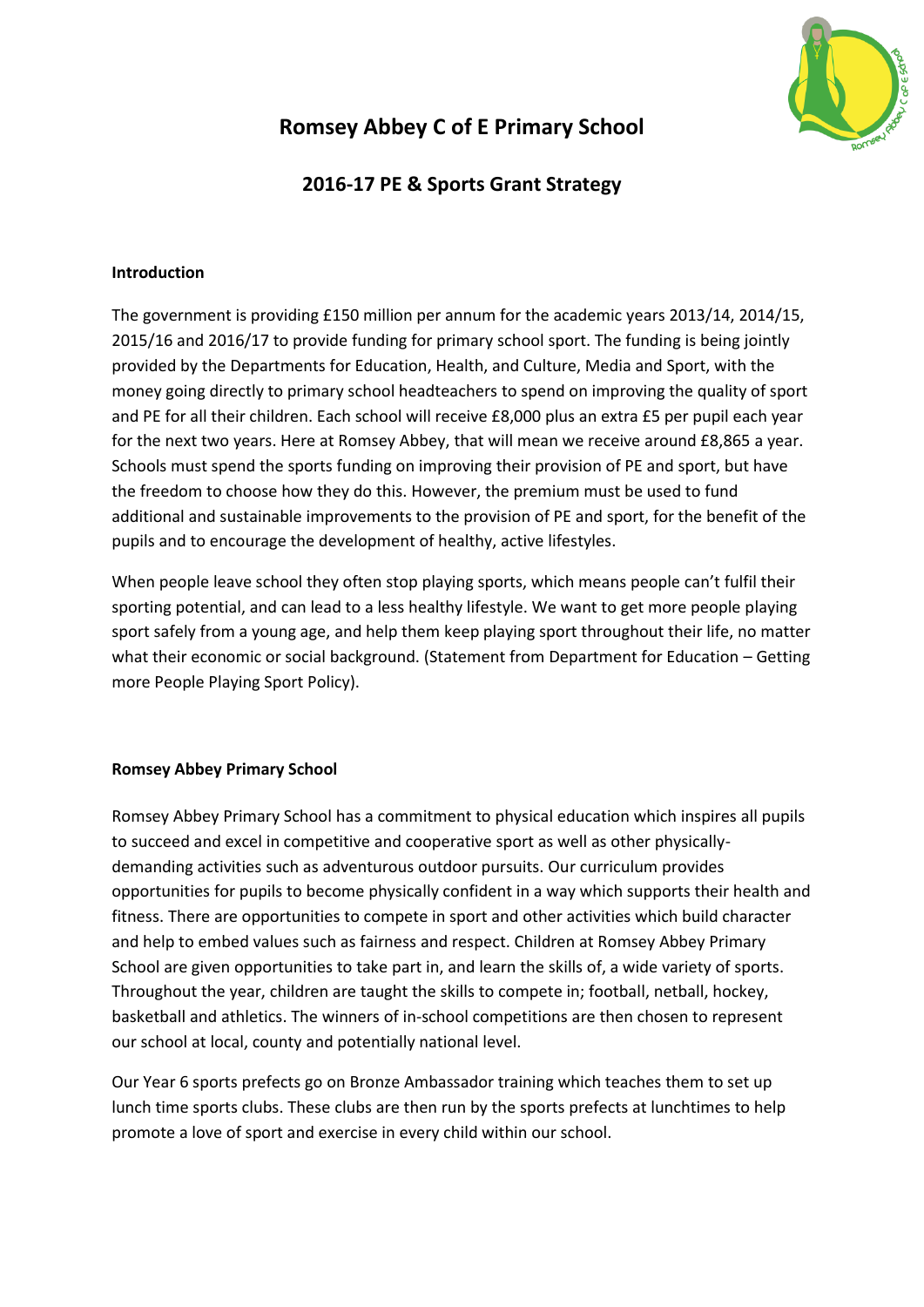# Romsey Abbey C of E Primary School

## 2016-17 PE & Sports Grant Strategy

**Introduction**

The government is providing £150 million per annum for the academic years 2013/14, 2014/15, 2015/16 and 2016/17 to provide funding for primary school sport. The funding is being jointly provided by the Departments for Education, Health, and Culture, Media and Sport, with the money going directly to primary school headteachers to spend on improving the quality of sport and PE for all their children. Each school will receive £8,000 plus an extra £5 per pupil each year for the next two years. Here at Romsey Abbey, that will mean we receive around £8,865 a year. Schools must spend the sports funding on improving their provision of PE and sport, but have the freedom to choose how they do this. However, the premium must be used to fund additional and sustainable improvements to the provision of PE and sport, for the benefit of the pupils and to encourage the development of healthy, active lifestyles.

When people leave school they often stop playing sports, which means people can't fulfil their sporting potential, and can lead to a less healthy lifestyle. We want to get more people playing sport safely from a young age, and help them keep playing sport throughout their life, no matter what their economic or social background. (Statement from Department for Education – Getting more People Playing Sport Policy).

**Romsey Abbey Primary School**

Romsey Abbey Primary School has a commitment to physical education which inspires all pupils to succeed and excel in competitive and cooperative sport as well as other physically-demanding activities such as adventurous outdoor pursuits. Our curriculum provides opportunities for pupils to become physically confident in a way which supports their health and fitness. There are opportunities to compete in sport and other activities which build character and help to embed values such as fairness and respect. Children at Romsey Abbey Primary School are given opportunities to take part in, and learn the skills of, a wide variety of sports. Throughout the year, children are taught the skills to compete in; football, netball, hockey, basketball and athletics. The winners of in-school competitions are then chosen to represent our school at local, county and potentially national level.

Our Year 6 sports prefects go on Bronze Ambassador training which teaches them to set up lunch time sports clubs. These clubs are then run by the sports prefects at lunchtimes to help promote a love of sport and exercise in every child within our school.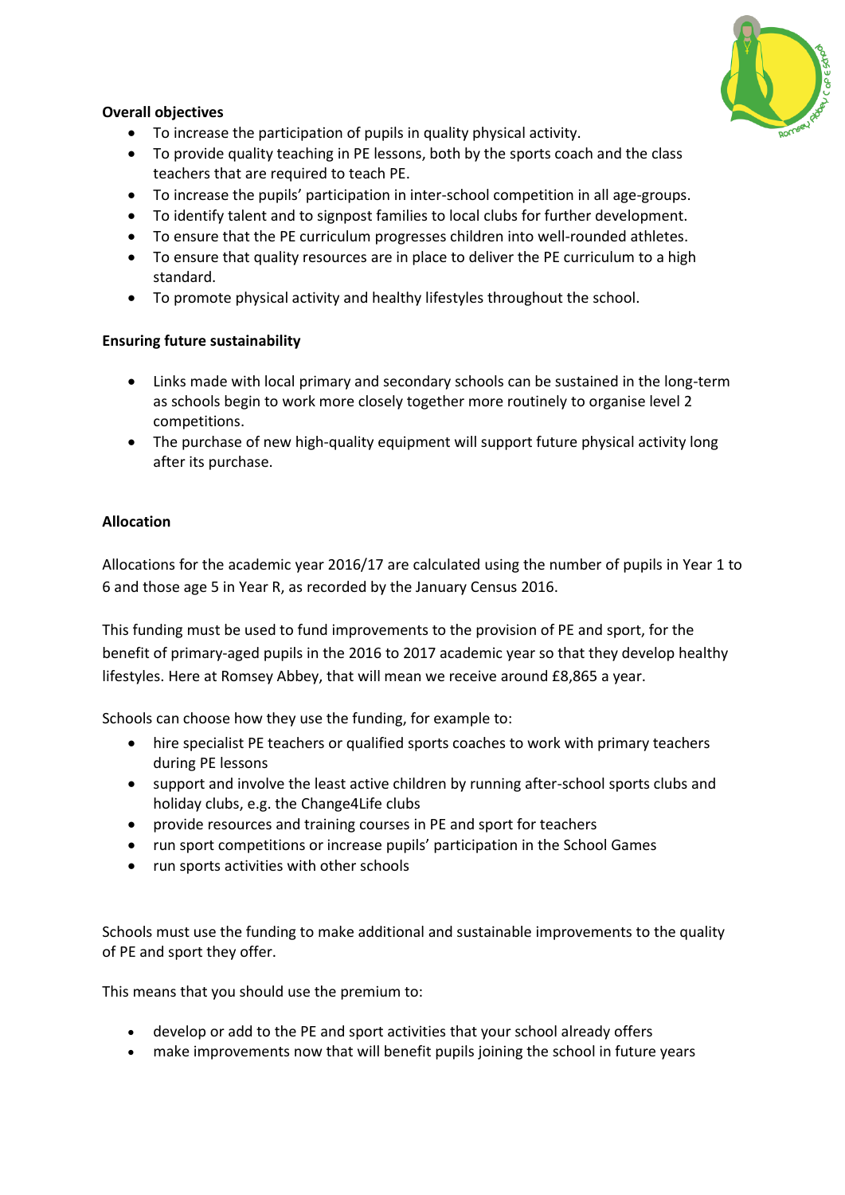**Overall objectives**

- To increase the participation of pupils in quality physical activity.
- To provide quality teaching in PE lessons, both by the sports coach and the class teachers that are required to teach PE.
- To increase the pupils' participation in inter-school competition in all age-groups.
- To identify talent and to signpost families to local clubs for further development.
- To ensure that the PE curriculum progresses children into well-rounded athletes.
- To ensure that quality resources are in place to deliver the PE curriculum to a high standard.
- To promote physical activity and healthy lifestyles throughout the school.

**Ensuring future sustainability**

- Links made with local primary and secondary schools can be sustained in the long-term as schools begin to work more closely together more routinely to organise level 2 competitions.
- The purchase of new high-quality equipment will support future physical activity long after its purchase.

**Allocation**

Allocations for the academic year 2016/17 are calculated using the number of pupils in Year 1 to 6 and those age 5 in Year R, as recorded by the January Census 2016.

This funding must be used to fund improvements to the provision of PE and sport, for the benefit of primary-aged pupils in the 2016 to 2017 academic year so that they develop healthy lifestyles. Here at Romsey Abbey, that will mean we receive around £8,865 a year.

Schools can choose how they use the funding, for example to:

- hire specialist PE teachers or qualified sports coaches to work with primary teachers during PE lessons
- support and involve the least active children by running after-school sports clubs and holiday clubs, e.g. the Change4Life clubs
- provide resources and training courses in PE and sport for teachers
- run sport competitions or increase pupils' participation in the School Games
- run sports activities with other schools

Schools must use the funding to make additional and sustainable improvements to the quality of PE and sport they offer.

This means that you should use the premium to:

- develop or add to the PE and sport activities that your school already offers
- make improvements now that will benefit pupils joining the school in future years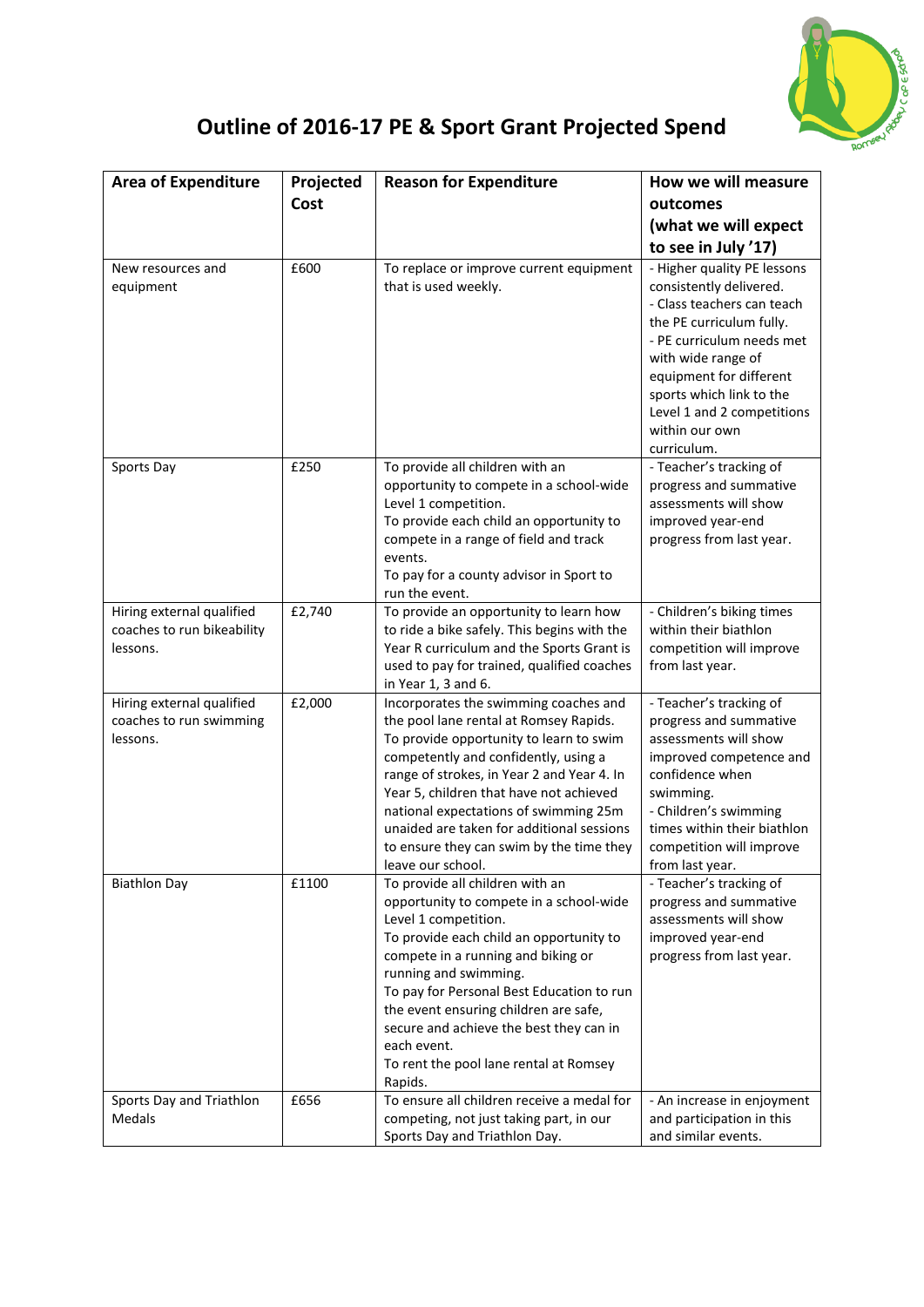# Outline of 2016-17 PE & Sport Grant Projected Spend

| Area of Expenditure | Projected Cost | Reason for Expenditure | How we will measure outcomes (what we will expect to see in July '17) |
|---|---|---|---|
| New resources and equipment | £600 | To replace or improve current equipment that is used weekly. | - Higher quality PE lessons consistently delivered.<br>- Class teachers can teach the PE curriculum fully.<br>- PE curriculum needs met with wide range of equipment for different sports which link to the Level 1 and 2 competitions within our own curriculum. |
| Sports Day | £250 | To provide all children with an opportunity to compete in a school-wide Level 1 competition.<br>To provide each child an opportunity to compete in a range of field and track events.<br>To pay for a county advisor in Sport to run the event. | - Teacher's tracking of progress and summative assessments will show improved year-end progress from last year. |
| Hiring external qualified coaches to run bikeability lessons. | £2,740 | To provide an opportunity to learn how to ride a bike safely. This begins with the Year R curriculum and the Sports Grant is used to pay for trained, qualified coaches in Year 1, 3 and 6. | - Children's biking times within their biathlon competition will improve from last year. |
| Hiring external qualified coaches to run swimming lessons. | £2,000 | Incorporates the swimming coaches and the pool lane rental at Romsey Rapids.<br>To provide opportunity to learn to swim competently and confidently, using a range of strokes, in Year 2 and Year 4. In Year 5, children that have not achieved national expectations of swimming 25m unaided are taken for additional sessions to ensure they can swim by the time they leave our school. | - Teacher's tracking of progress and summative assessments will show improved competence and confidence when swimming.<br>- Children's swimming times within their biathlon competition will improve from last year. |
| Biathlon Day | £1100 | To provide all children with an opportunity to compete in a school-wide Level 1 competition.<br>To provide each child an opportunity to compete in a running and biking or running and swimming.<br>To pay for Personal Best Education to run the event ensuring children are safe, secure and achieve the best they can in each event.<br>To rent the pool lane rental at Romsey Rapids. | - Teacher's tracking of progress and summative assessments will show improved year-end progress from last year. |
| Sports Day and Triathlon Medals | £656 | To ensure all children receive a medal for competing, not just taking part, in our Sports Day and Triathlon Day. | - An increase in enjoyment and participation in this and similar events. |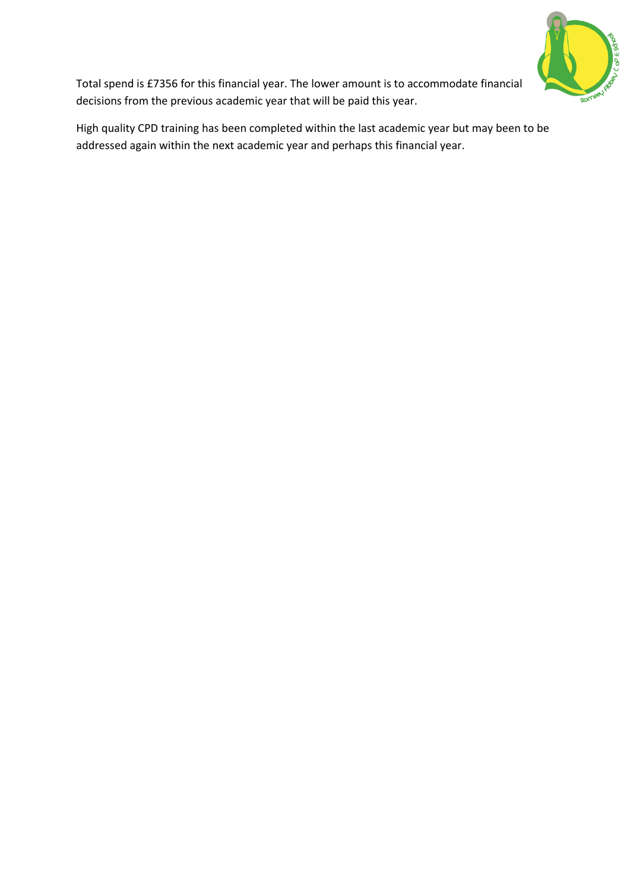Total spend is £7356 for this financial year. The lower amount is to accommodate financial decisions from the previous academic year that will be paid this year.

High quality CPD training has been completed within the last academic year but may been to be addressed again within the next academic year and perhaps this financial year.